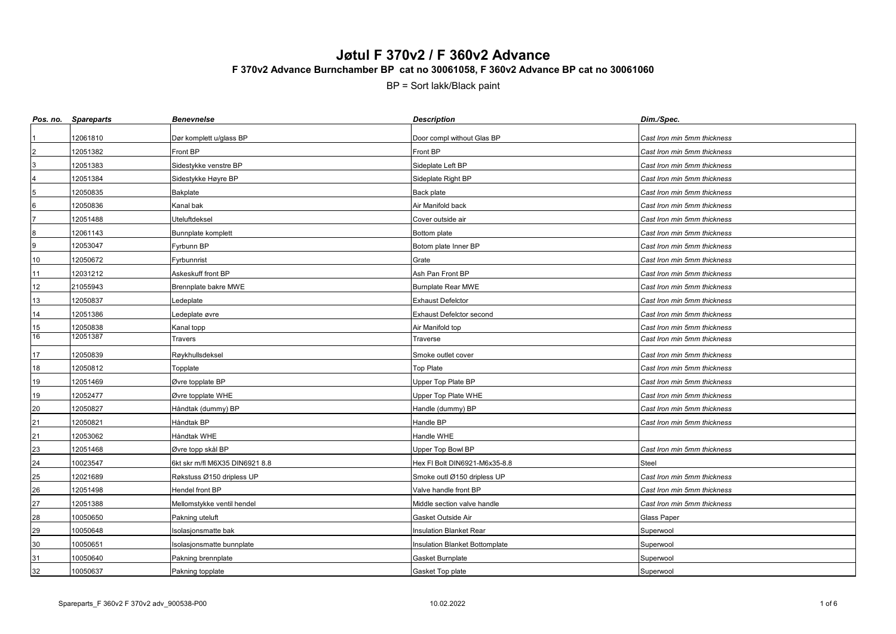# Jøtul F 370v2 / F 360v2 Advance

## F 370v2 Advance Burnchamber BP cat no 30061058, F 360v2 Advance BP cat no 30061060

BP = Sort lakk/Black paint

| *Pos. no.* | *Spareparts* | *Benevnelse* | *Description* | *Dim./Spec.* |
|---|---|---|---|---|
| 1 | 12061810 | Dør komplett u/glass BP | Door compl without Glas BP | *Cast Iron min 5mm thickness* |
| 2 | 12051382 | Front BP | Front BP | *Cast Iron min 5mm thickness* |
| 3 | 12051383 | Sidestykke venstre BP | Sideplate Left BP | *Cast Iron min 5mm thickness* |
| 4 | 12051384 | Sidestykke Høyre BP | Sideplate Right BP | *Cast Iron min 5mm thickness* |
| 5 | 12050835 | Bakplate | Back plate | *Cast Iron min 5mm thickness* |
| 6 | 12050836 | Kanal bak | Air Manifold back | *Cast Iron min 5mm thickness* |
| 7 | 12051488 | Uteluftdeksel | Cover outside air | *Cast Iron min 5mm thickness* |
| 8 | 12061143 | Bunnplate komplett | Bottom plate | *Cast Iron min 5mm thickness* |
| 9 | 12053047 | Fyrbunn BP | Botom plate Inner BP | *Cast Iron min 5mm thickness* |
| 10 | 12050672 | Fyrbunnrist | Grate | *Cast Iron min 5mm thickness* |
| 11 | 12031212 | Askeskuff front BP | Ash Pan Front BP | *Cast Iron min 5mm thickness* |
| 12 | 21055943 | Brennplate bakre MWE | Burnplate Rear MWE | *Cast Iron min 5mm thickness* |
| 13 | 12050837 | Ledeplate | Exhaust Defelctor | *Cast Iron min 5mm thickness* |
| 14 | 12051386 | Ledeplate øvre | Exhaust Defelctor second | *Cast Iron min 5mm thickness* |
| 15 | 12050838 | Kanal topp | Air Manifold top | *Cast Iron min 5mm thickness* |
| 16 | 12051387 | Travers | Traverse | *Cast Iron min 5mm thickness* |
| 17 | 12050839 | Røykhullsdeksel | Smoke outlet cover | *Cast Iron min 5mm thickness* |
| 18 | 12050812 | Topplate | Top Plate | *Cast Iron min 5mm thickness* |
| 19 | 12051469 | Øvre topplate BP | Upper Top Plate BP | *Cast Iron min 5mm thickness* |
| 19 | 12052477 | Øvre topplate WHE | Upper Top Plate WHE | *Cast Iron min 5mm thickness* |
| 20 | 12050827 | Håndtak (dummy) BP | Handle (dummy) BP | *Cast Iron min 5mm thickness* |
| 21 | 12050821 | Håndtak BP | Handle BP | *Cast Iron min 5mm thickness* |
| 21 | 12053062 | Håndtak WHE | Handle WHE | |
| 23 | 12051468 | Øvre topp skål BP | Upper Top Bowl BP | *Cast Iron min 5mm thickness* |
| 24 | 10023547 | 6kt skr m/fl M6X35 DIN6921 8.8 | Hex Fl Bolt DIN6921-M6x35-8.8 | Steel |
| 25 | 12021689 | Røkstuss Ø150 dripless UP | Smoke outl Ø150 dripless UP | *Cast Iron min 5mm thickness* |
| 26 | 12051498 | Hendel front BP | Valve handle front BP | *Cast Iron min 5mm thickness* |
| 27 | 12051388 | Mellomstykke ventil hendel | Middle section valve handle | *Cast Iron min 5mm thickness* |
| 28 | 10050650 | Pakning uteluft | Gasket Outside Air | Glass Paper |
| 29 | 10050648 | Isolasjonsmatte bak | Insulation Blanket Rear | Superwool |
| 30 | 10050651 | Isolasjonsmatte bunnplate | Insulation Blanket Bottomplate | Superwool |
| 31 | 10050640 | Pakning brennplate | Gasket Burnplate | Superwool |
| 32 | 10050637 | Pakning topplate | Gasket Top plate | Superwool |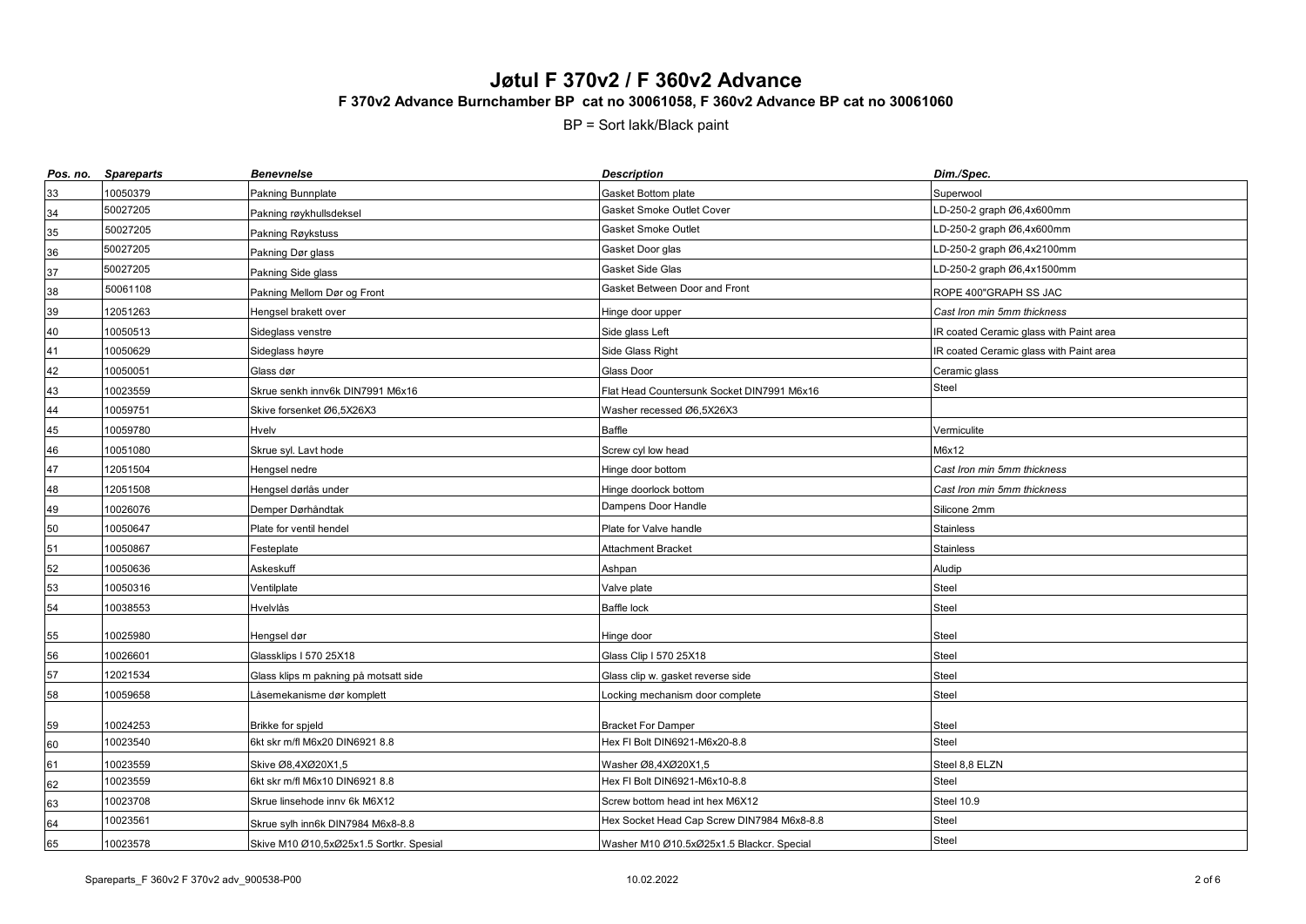# Jøtul F 370v2 / F 360v2 Advance

### F 370v2 Advance Burnchamber BP cat no 30061058, F 360v2 Advance BP cat no 30061060

BP = Sort lakk/Black paint

| *Pos. no.* | *Spareparts* | *Benevnelse* | *Description* | *Dim./Spec.* |
|---|---|---|---|---|
| 33 | 10050379 | Pakning Bunnplate | Gasket Bottom plate | Superwool |
| 34 | 50027205 | Pakning røykhullsdeksel | Gasket Smoke Outlet Cover | LD-250-2 graph Ø6,4x600mm |
| 35 | 50027205 | Pakning Røykstuss | Gasket Smoke Outlet | LD-250-2 graph Ø6,4x600mm |
| 36 | 50027205 | Pakning Dør glass | Gasket Door glas | LD-250-2 graph Ø6,4x2100mm |
| 37 | 50027205 | Pakning Side glass | Gasket Side Glas | LD-250-2 graph Ø6,4x1500mm |
| 38 | 50061108 | Pakning Mellom Dør og Front | Gasket Between Door and Front | ROPE 400"GRAPH SS JAC |
| 39 | 12051263 | Hengsel brakett over | Hinge door upper | *Cast Iron min 5mm thickness* |
| 40 | 10050513 | Sideglass venstre | Side glass Left | IR coated Ceramic glass with Paint area |
| 41 | 10050629 | Sideglass høyre | Side Glass Right | IR coated Ceramic glass with Paint area |
| 42 | 10050051 | Glass dør | Glass Door | Ceramic glass |
| 43 | 10023559 | Skrue senkh innv6k DIN7991 M6x16 | Flat Head Countersunk Socket DIN7991 M6x16 | Steel |
| 44 | 10059751 | Skive forsenket Ø6,5X26X3 | Washer recessed Ø6,5X26X3 | |
| 45 | 10059780 | Hvelv | Baffle | Vermiculite |
| 46 | 10051080 | Skrue syl. Lavt hode | Screw cyl low head | M6x12 |
| 47 | 12051504 | Hengsel nedre | Hinge door bottom | *Cast Iron min 5mm thickness* |
| 48 | 12051508 | Hengsel dørlås under | Hinge doorlock bottom | *Cast Iron min 5mm thickness* |
| 49 | 10026076 | Demper Dørhåndtak | Dampens Door Handle | Silicone 2mm |
| 50 | 10050647 | Plate for ventil hendel | Plate for Valve handle | Stainless |
| 51 | 10050867 | Festeplate | Attachment Bracket | Stainless |
| 52 | 10050636 | Askeskuff | Ashpan | Aludip |
| 53 | 10050316 | Ventilplate | Valve plate | Steel |
| 54 | 10038553 | Hvelvlås | Baffle lock | Steel |
| 55 | 10025980 | Hengsel dør | Hinge door | Steel |
| 56 | 10026601 | Glassklips I 570 25X18 | Glass Clip I 570 25X18 | Steel |
| 57 | 12021534 | Glass klips m pakning på motsatt side | Glass clip w. gasket reverse side | Steel |
| 58 | 10059658 | Låsemekanisme dør komplett | Locking mechanism door complete | Steel |
| 59 | 10024253 | Brikke for spjeld | Bracket For Damper | Steel |
| 60 | 10023540 | 6kt skr m/fl M6x20 DIN6921 8.8 | Hex Fl Bolt DIN6921-M6x20-8.8 | Steel |
| 61 | 10023559 | Skive Ø8,4XØ20X1,5 | Washer Ø8,4XØ20X1,5 | Steel 8,8 ELZN |
| 62 | 10023559 | 6kt skr m/fl M6x10 DIN6921 8.8 | Hex Fl Bolt DIN6921-M6x10-8.8 | Steel |
| 63 | 10023708 | Skrue linsehode innv 6k M6X12 | Screw bottom head int hex M6X12 | Steel 10.9 |
| 64 | 10023561 | Skrue sylh inn6k DIN7984 M6x8-8.8 | Hex Socket Head Cap Screw DIN7984 M6x8-8.8 | Steel |
| 65 | 10023578 | Skive M10 Ø10,5xØ25x1.5 Sortkr. Spesial | Washer M10 Ø10.5xØ25x1.5 Blackcr. Special | Steel |

Spareparts_F 360v2 F 370v2 adv_900538-P00 — 10.02.2022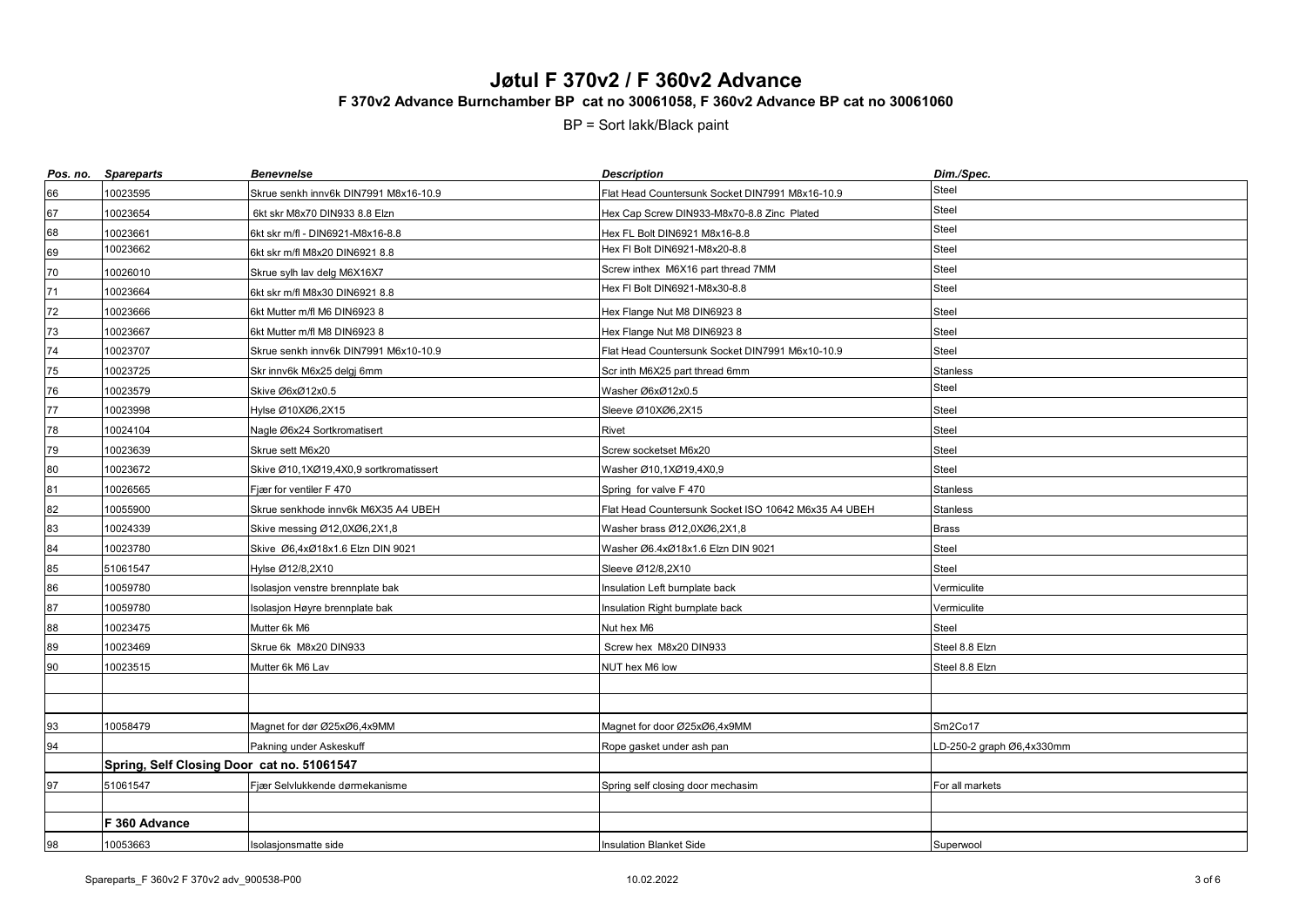# Jøtul F 370v2 / F 360v2 Advance

## F 370v2 Advance Burnchamber BP cat no 30061058, F 360v2 Advance BP cat no 30061060

BP = Sort lakk/Black paint

| *Pos. no.* | *Spareparts* | *Benevnelse* | *Description* | *Dim./Spec.* |
|---|---|---|---|---|
| 66 | 10023595 | Skrue senkh innv6k DIN7991 M8x16-10.9 | Flat Head Countersunk Socket DIN7991 M8x16-10.9 | Steel |
| 67 | 10023654 | 6kt skr M8x70 DIN933 8.8 Elzn | Hex Cap Screw DIN933-M8x70-8.8 Zinc Plated | Steel |
| 68 | 10023661 | 6kt skr m/fl - DIN6921-M8x16-8.8 | Hex FL Bolt DIN6921 M8x16-8.8 | Steel |
| 69 | 10023662 | 6kt skr m/fl M8x20 DIN6921 8.8 | Hex Fl Bolt DIN6921-M8x20-8.8 | Steel |
| 70 | 10026010 | Skrue sylh lav delg M6X16X7 | Screw inthex M6X16 part thread 7MM | Steel |
| 71 | 10023664 | 6kt skr m/fl M8x30 DIN6921 8.8 | Hex Fl Bolt DIN6921-M8x30-8.8 | Steel |
| 72 | 10023666 | 6kt Mutter m/fl M6 DIN6923 8 | Hex Flange Nut M8 DIN6923 8 | Steel |
| 73 | 10023667 | 6kt Mutter m/fl M8 DIN6923 8 | Hex Flange Nut M8 DIN6923 8 | Steel |
| 74 | 10023707 | Skrue senkh innv6k DIN7991 M6x10-10.9 | Flat Head Countersunk Socket DIN7991 M6x10-10.9 | Steel |
| 75 | 10023725 | Skr innv6k M6x25 delgj 6mm | Scr inth M6X25 part thread 6mm | Stanless |
| 76 | 10023579 | Skive Ø6xØ12x0.5 | Washer Ø6xØ12x0.5 | Steel |
| 77 | 10023998 | Hylse Ø10XØ6,2X15 | Sleeve Ø10XØ6,2X15 | Steel |
| 78 | 10024104 | Nagle Ø6x24 Sortkromatisert | Rivet | Steel |
| 79 | 10023639 | Skrue sett M6x20 | Screw socketset M6x20 | Steel |
| 80 | 10023672 | Skive Ø10,1XØ19,4X0,9 sortkromatissert | Washer Ø10,1XØ19,4X0,9 | Steel |
| 81 | 10026565 | Fjær for ventiler F 470 | Spring for valve F 470 | Stanless |
| 82 | 10055900 | Skrue senkhode innv6k M6X35 A4 UBEH | Flat Head Countersunk Socket ISO 10642 M6x35 A4 UBEH | Stanless |
| 83 | 10024339 | Skive messing Ø12,0XØ6,2X1,8 | Washer brass Ø12,0XØ6,2X1,8 | Brass |
| 84 | 10023780 | Skive Ø6,4xØ18x1.6 Elzn DIN 9021 | Washer Ø6.4xØ18x1.6 Elzn DIN 9021 | Steel |
| 85 | 51061547 | Hylse Ø12/8,2X10 | Sleeve Ø12/8,2X10 | Steel |
| 86 | 10059780 | Isolasjon venstre brennplate bak | Insulation Left burnplate back | Vermiculite |
| 87 | 10059780 | Isolasjon Høyre brennplate bak | Insulation Right burnplate back | Vermiculite |
| 88 | 10023475 | Mutter 6k M6 | Nut hex M6 | Steel |
| 89 | 10023469 | Skrue 6k M8x20 DIN933 | Screw hex M8x20 DIN933 | Steel 8.8 Elzn |
| 90 | 10023515 | Mutter 6k M6 Lav | NUT hex M6 low | Steel 8.8 Elzn |
| | | | | |
| | | | | |
| 93 | 10058479 | Magnet for dør Ø25xØ6,4x9MM | Magnet for door Ø25xØ6,4x9MM | Sm2Co17 |
| 94 | | Pakning under Askeskuff | Rope gasket under ash pan | LD-250-2 graph Ø6,4x330mm |
| | **Spring, Self Closing Door cat no. 51061547** | | | |
| 97 | 51061547 | Fjær Selvlukkende dørmekanisme | Spring self closing door mechasim | For all markets |
| | | | | |
| | **F 360 Advance** | | | |
| 98 | 10053663 | Isolasjonsmatte side | Insulation Blanket Side | Superwool |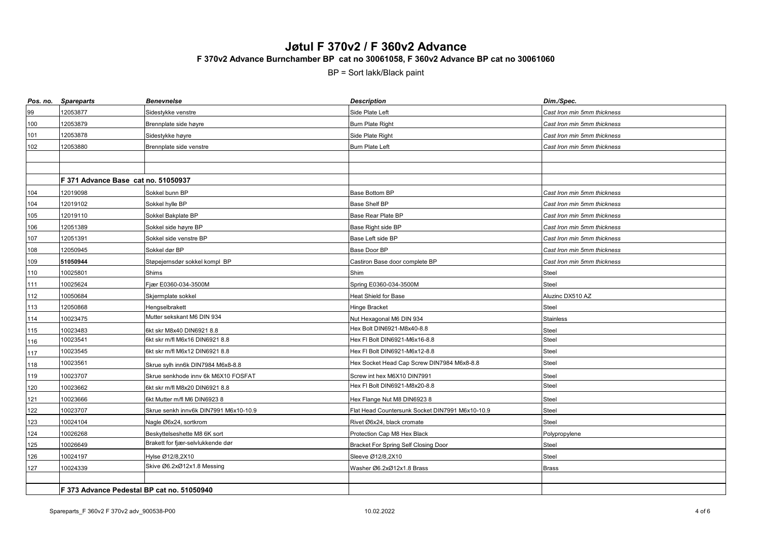# Jøtul F 370v2 / F 360v2 Advance

## F 370v2 Advance Burnchamber BP cat no 30061058, F 360v2 Advance BP cat no 30061060

BP = Sort lakk/Black paint

| *Pos. no.* | *Spareparts* | *Benevnelse* | *Description* | *Dim./Spec.* |
|---|---|---|---|---|
| 99 | 12053877 | Sidestykke venstre | Side Plate Left | *Cast Iron min 5mm thickness* |
| 100 | 12053879 | Brennplate side høyre | Burn Plate Right | *Cast Iron min 5mm thickness* |
| 101 | 12053878 | Sidestykke høyre | Side Plate Right | *Cast Iron min 5mm thickness* |
| 102 | 12053880 | Brennplate side venstre | Burn Plate Left | *Cast Iron min 5mm thickness* |
| | | | | |
| | | | | |
| | **F 371 Advance Base cat no. 51050937** | | | |
| 104 | 12019098 | Sokkel bunn BP | Base Bottom BP | *Cast Iron min 5mm thickness* |
| 104 | 12019102 | Sokkel hylle BP | Base Shelf BP | *Cast Iron min 5mm thickness* |
| 105 | 12019110 | Sokkel Bakplate BP | Base Rear Plate BP | *Cast Iron min 5mm thickness* |
| 106 | 12051389 | Sokkel side høyre BP | Base Right side BP | *Cast Iron min 5mm thickness* |
| 107 | 12051391 | Sokkel side venstre BP | Base Left side BP | *Cast Iron min 5mm thickness* |
| 108 | 12050945 | Sokkel dør BP | Base Door BP | *Cast Iron min 5mm thickness* |
| 109 | **51050944** | Støpejernsdør sokkel kompl BP | Castiron Base door complete BP | *Cast Iron min 5mm thickness* |
| 110 | 10025801 | Shims | Shim | Steel |
| 111 | 10025624 | Fjær E0360-034-3500M | Spring E0360-034-3500M | Steel |
| 112 | 10050684 | Skjermplate sokkel | Heat Shield for Base | Aluzinc DX510 AZ |
| 113 | 12050868 | Hengselbrakett | Hinge Bracket | Steel |
| 114 | 10023475 | Mutter sekskant M6 DIN 934 | Nut Hexagonal M6 DIN 934 | Stainless |
| 115 | 10023483 | 6kt skr M8x40 DIN6921 8.8 | Hex Bolt DIN6921-M8x40-8.8 | Steel |
| 116 | 10023541 | 6kt skr m/fl M6x16 DIN6921 8.8 | Hex Fl Bolt DIN6921-M6x16-8.8 | Steel |
| 117 | 10023545 | 6kt skr m/fl M6x12 DIN6921 8.8 | Hex Fl Bolt DIN6921-M6x12-8.8 | Steel |
| 118 | 10023561 | Skrue sylh inn6k DIN7984 M6x8-8.8 | Hex Socket Head Cap Screw DIN7984 M6x8-8.8 | Steel |
| 119 | 10023707 | Skrue senkhode innv 6k M6X10 FOSFAT | Screw int hex M6X10 DIN7991 | Steel |
| 120 | 10023662 | 6kt skr m/fl M8x20 DIN6921 8.8 | Hex Fl Bolt DIN6921-M8x20-8.8 | Steel |
| 121 | 10023666 | 6kt Mutter m/fl M6 DIN6923 8 | Hex Flange Nut M6 DIN6923 8 | Steel |
| 122 | 10023707 | Skrue senkh innv6k DIN7991 M6x10-10.9 | Flat Head Countersunk Socket DIN7991 M6x10-10.9 | Steel |
| 123 | 10024104 | Nagle Ø6x24, sortkrom | Rivet Ø6x24, black cromate | Steel |
| 124 | 10026268 | Beskyttelseshette M8 6K sort | Protection Cap M8 Hex Black | Polypropylene |
| 125 | 10026649 | Brakett for fjær-selvlukkende dør | Bracket For Spring Self Closing Door | Steel |
| 126 | 10024197 | Hylse Ø12/8,2X10 | Sleeve Ø12/8,2X10 | Steel |
| 127 | 10024339 | Skive Ø6.2xØ12x1.8 Messing | Washer Ø6.2xØ12x1.8 Brass | Brass |
| | | | | |
| | **F 373 Advance Pedestal BP cat no. 51050940** | | | |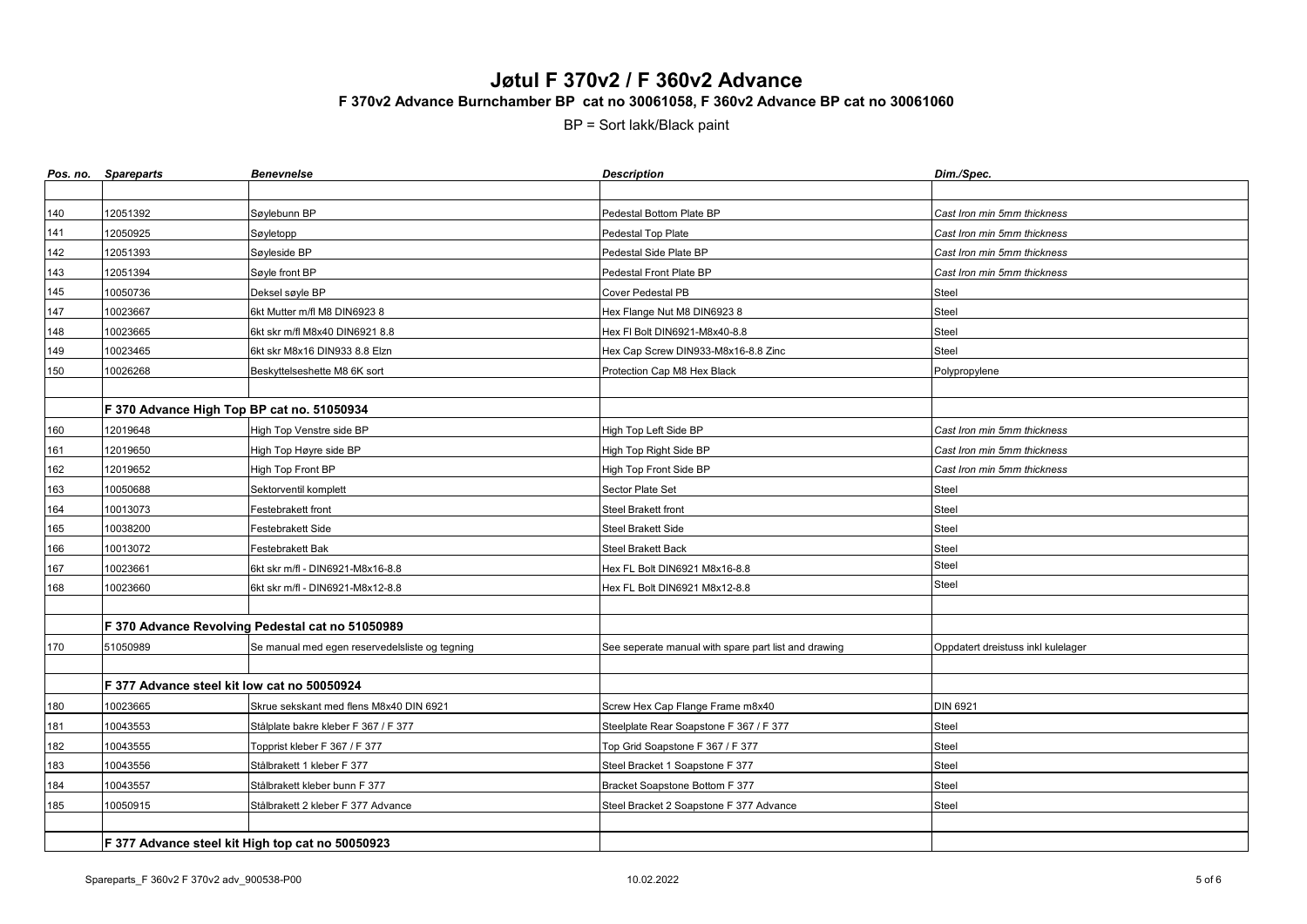# Jøtul F 370v2 / F 360v2 Advance

**F 370v2 Advance Burnchamber BP cat no 30061058, F 360v2 Advance BP cat no 30061060**

BP = Sort lakk/Black paint

| *Pos. no.* | *Spareparts* | *Benevnelse* | *Description* | *Dim./Spec.* |
|---|---|---|---|---|
| | | | | |
| 140 | 12051392 | Søylebunn BP | Pedestal Bottom Plate BP | *Cast Iron min 5mm thickness* |
| 141 | 12050925 | Søyletopp | Pedestal Top Plate | *Cast Iron min 5mm thickness* |
| 142 | 12051393 | Søyleside BP | Pedestal Side Plate BP | *Cast Iron min 5mm thickness* |
| 143 | 12051394 | Søyle front BP | Pedestal Front Plate BP | *Cast Iron min 5mm thickness* |
| 145 | 10050736 | Deksel søyle BP | Cover Pedestal PB | Steel |
| 147 | 10023667 | 6kt Mutter m/fl M8 DIN6923 8 | Hex Flange Nut M8 DIN6923 8 | Steel |
| 148 | 10023665 | 6kt skr m/fl M8x40 DIN6921 8.8 | Hex Fl Bolt DIN6921-M8x40-8.8 | Steel |
| 149 | 10023465 | 6kt skr M8x16 DIN933 8.8 Elzn | Hex Cap Screw DIN933-M8x16-8.8 Zinc | Steel |
| 150 | 10026268 | Beskyttelseshette M8 6K sort | Protection Cap M8 Hex Black | Polypropylene |
| | | | | |
| | **F 370 Advance High Top BP cat no. 51050934** | | | |
| 160 | 12019648 | High Top Venstre side BP | High Top Left Side BP | *Cast Iron min 5mm thickness* |
| 161 | 12019650 | High Top Høyre side BP | High Top Right Side BP | *Cast Iron min 5mm thickness* |
| 162 | 12019652 | High Top Front BP | High Top Front Side BP | *Cast Iron min 5mm thickness* |
| 163 | 10050688 | Sektorventil komplett | Sector Plate Set | Steel |
| 164 | 10013073 | Festebrakett front | Steel Brakett front | Steel |
| 165 | 10038200 | Festebrakett Side | Steel Brakett Side | Steel |
| 166 | 10013072 | Festebrakett Bak | Steel Brakett Back | Steel |
| 167 | 10023661 | 6kt skr m/fl - DIN6921-M8x16-8.8 | Hex FL Bolt DIN6921 M8x16-8.8 | Steel |
| 168 | 10023660 | 6kt skr m/fl - DIN6921-M8x12-8.8 | Hex FL Bolt DIN6921 M8x12-8.8 | Steel |
| | | | | |
| | **F 370 Advance Revolving Pedestal cat no 51050989** | | | |
| 170 | 51050989 | Se manual med egen reservedelsliste og tegning | See seperate manual with spare part list and drawing | Oppdatert dreistuss inkl kulelager |
| | | | | |
| | **F 377 Advance steel kit low cat no 50050924** | | | |
| 180 | 10023665 | Skrue sekskant med flens M8x40 DIN 6921 | Screw Hex Cap Flange Frame m8x40 | DIN 6921 |
| 181 | 10043553 | Stålplate bakre kleber F 367 / F 377 | Steelplate Rear Soapstone F 367 / F 377 | Steel |
| 182 | 10043555 | Topprist kleber F 367 / F 377 | Top Grid Soapstone F 367 / F 377 | Steel |
| 183 | 10043556 | Stålbrakett 1 kleber F 377 | Steel Bracket 1 Soapstone F 377 | Steel |
| 184 | 10043557 | Stålbrakett kleber bunn F 377 | Bracket Soapstone Bottom F 377 | Steel |
| 185 | 10050915 | Stålbrakett 2 kleber F 377 Advance | Steel Bracket 2 Soapstone F 377 Advance | Steel |
| | | | | |
| | **F 377 Advance steel kit High top cat no 50050923** | | | |

Spareparts_F 360v2 F 370v2 adv_900538-P00 10.02.2022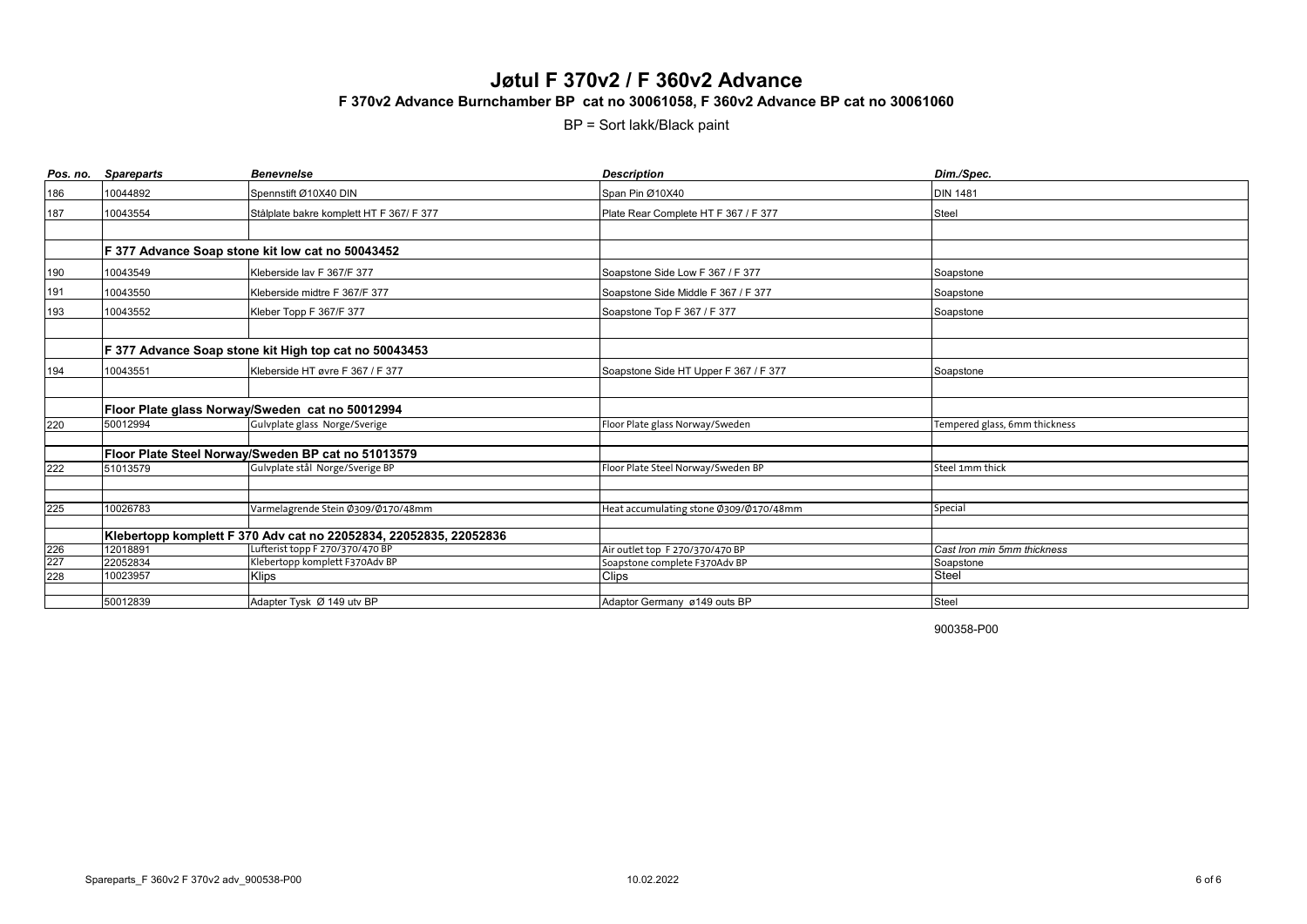# Jøtul F 370v2 / F 360v2 Advance

**F 370v2 Advance Burnchamber BP cat no 30061058, F 360v2 Advance BP cat no 30061060**

BP = Sort lakk/Black paint

| *Pos. no.* | *Spareparts* | *Benevnelse* | *Description* | *Dim./Spec.* |
|---|---|---|---|---|
| 186 | 10044892 | Spennstift Ø10X40 DIN | Span Pin Ø10X40 | DIN 1481 |
| 187 | 10043554 | Stålplate bakre komplett HT F 367/ F 377 | Plate Rear Complete HT F 367 / F 377 | Steel |
| | | | | |
| | **F 377 Advance Soap stone kit low cat no 50043452** | | | |
| 190 | 10043549 | Kleberside lav F 367/F 377 | Soapstone Side Low F 367 / F 377 | Soapstone |
| 191 | 10043550 | Kleberside midtre F 367/F 377 | Soapstone Side Middle F 367 / F 377 | Soapstone |
| 193 | 10043552 | Kleber Topp F 367/F 377 | Soapstone Top F 367 / F 377 | Soapstone |
| | | | | |
| | **F 377 Advance Soap stone kit High top cat no 50043453** | | | |
| 194 | 10043551 | Kleberside HT øvre F 367 / F 377 | Soapstone Side HT Upper F 367 / F 377 | Soapstone |
| | | | | |
| | **Floor Plate glass Norway/Sweden cat no 50012994** | | | |
| 220 | 50012994 | Gulvplate glass Norge/Sverige | Floor Plate glass Norway/Sweden | Tempered glass, 6mm thickness |
| | | | | |
| | **Floor Plate Steel Norway/Sweden BP cat no 51013579** | | | |
| 222 | 51013579 | Gulvplate stål Norge/Sverige BP | Floor Plate Steel Norway/Sweden BP | Steel 1mm thick |
| | | | | |
| | | | | |
| 225 | 10026783 | Varmelagrende Stein Ø309/Ø170/48mm | Heat accumulating stone Ø309/Ø170/48mm | Special |
| | | | | |
| | **Klebertopp komplett F 370 Adv cat no 22052834, 22052835, 22052836** | | | |
| 226 | 12018891 | Lufterist topp F 270/370/470 BP | Air outlet top F 270/370/470 BP | *Cast Iron min 5mm thickness* |
| 227 | 22052834 | Klebertopp komplett F370Adv BP | Soapstone complete F370Adv BP | Soapstone |
| 228 | 10023957 | Klips | Clips | Steel |
| | | | | |
| | 50012839 | Adapter Tysk Ø 149 utv BP | Adaptor Germany ø149 outs BP | Steel |

900358-P00